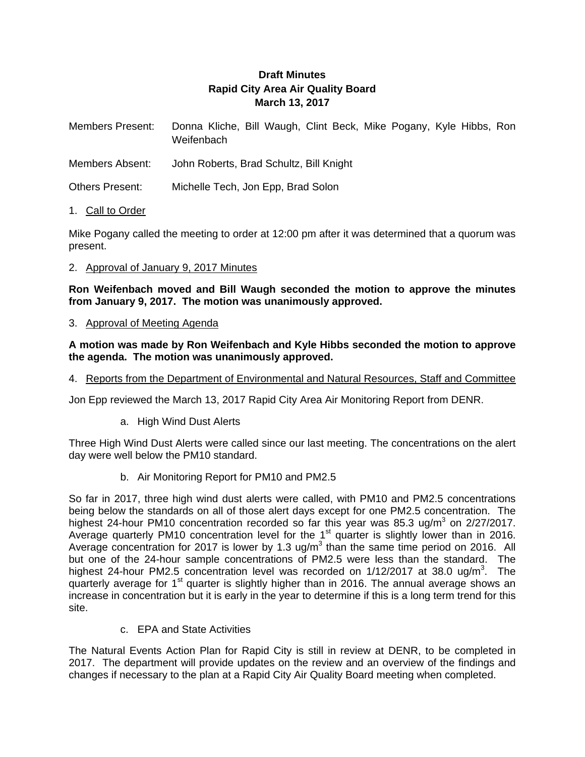# Draft Minutes
## Rapid City Area Air Quality Board
### March 13, 2017

Members Present: Donna Kliche, Bill Waugh, Clint Beck, Mike Pogany, Kyle Hibbs, Ron Weifenbach

Members Absent: John Roberts, Brad Schultz, Bill Knight

Others Present: Michelle Tech, Jon Epp, Brad Solon

1. Call to Order

Mike Pogany called the meeting to order at 12:00 pm after it was determined that a quorum was present.

2. Approval of January 9, 2017 Minutes

**Ron Weifenbach moved and Bill Waugh seconded the motion to approve the minutes from January 9, 2017. The motion was unanimously approved.**

3. Approval of Meeting Agenda

**A motion was made by Ron Weifenbach and Kyle Hibbs seconded the motion to approve the agenda. The motion was unanimously approved.**

4. Reports from the Department of Environmental and Natural Resources, Staff and Committee

Jon Epp reviewed the March 13, 2017 Rapid City Area Air Monitoring Report from DENR.

a. High Wind Dust Alerts

Three High Wind Dust Alerts were called since our last meeting. The concentrations on the alert day were well below the PM10 standard.

b. Air Monitoring Report for PM10 and PM2.5

So far in 2017, three high wind dust alerts were called, with PM10 and PM2.5 concentrations being below the standards on all of those alert days except for one PM2.5 concentration. The highest 24-hour PM10 concentration recorded so far this year was 85.3 ug/m$^3$ on 2/27/2017. Average quarterly PM10 concentration level for the 1$^{st}$ quarter is slightly lower than in 2016. Average concentration for 2017 is lower by 1.3 ug/m$^3$ than the same time period on 2016. All but one of the 24-hour sample concentrations of PM2.5 were less than the standard. The highest 24-hour PM2.5 concentration level was recorded on 1/12/2017 at 38.0 ug/m$^3$. The quarterly average for 1$^{st}$ quarter is slightly higher than in 2016. The annual average shows an increase in concentration but it is early in the year to determine if this is a long term trend for this site.

c. EPA and State Activities

The Natural Events Action Plan for Rapid City is still in review at DENR, to be completed in 2017. The department will provide updates on the review and an overview of the findings and changes if necessary to the plan at a Rapid City Air Quality Board meeting when completed.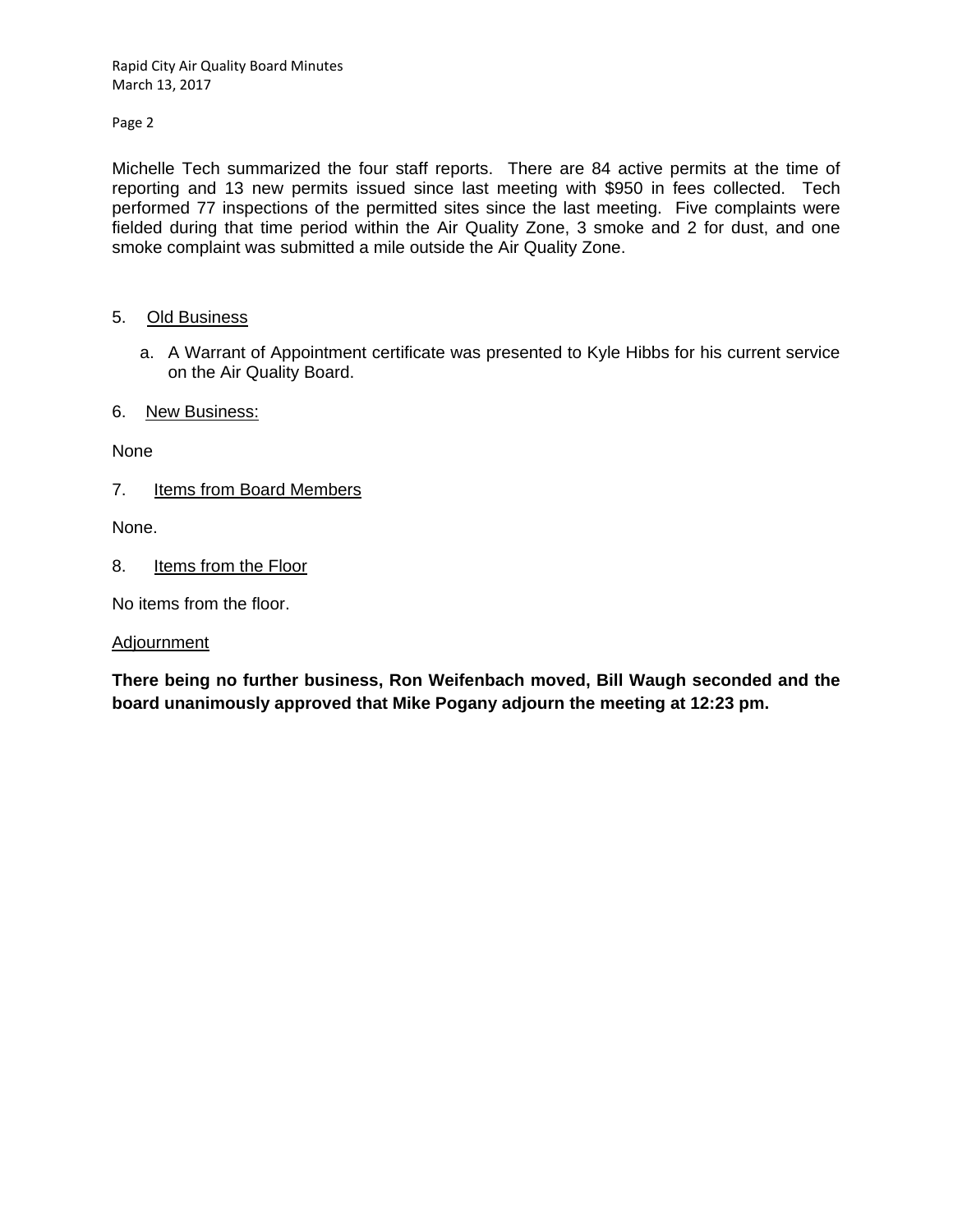Michelle Tech summarized the four staff reports. There are 84 active permits at the time of reporting and 13 new permits issued since last meeting with $950 in fees collected. Tech performed 77 inspections of the permitted sites since the last meeting. Five complaints were fielded during that time period within the Air Quality Zone, 3 smoke and 2 for dust, and one smoke complaint was submitted a mile outside the Air Quality Zone.

5. Old Business

   a. A Warrant of Appointment certificate was presented to Kyle Hibbs for his current service on the Air Quality Board.

6. New Business:

None

7. Items from Board Members

None.

8. Items from the Floor

No items from the floor.

Adjournment

**There being no further business, Ron Weifenbach moved, Bill Waugh seconded and the board unanimously approved that Mike Pogany adjourn the meeting at 12:23 pm.**